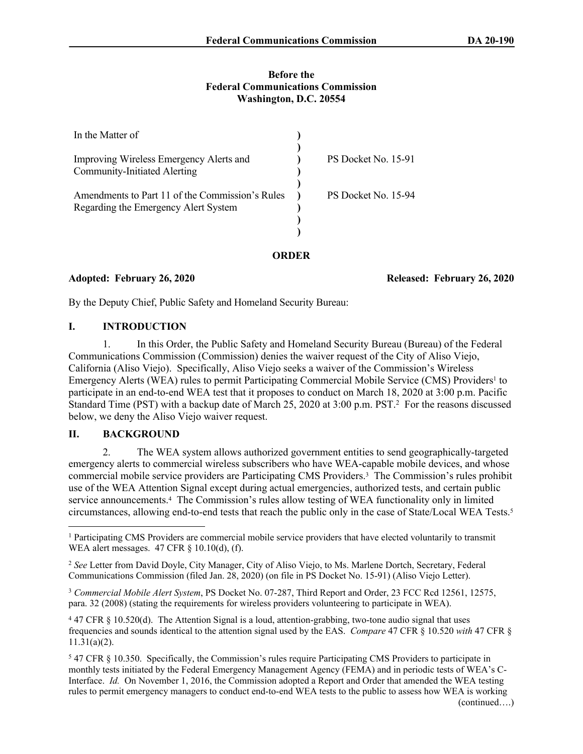**Before the**
**Federal Communications Commission**
**Washington, D.C. 20554**

| | | |
|---|---|---|
| In the Matter of | ) | |
| | ) | |
| Improving Wireless Emergency Alerts and Community-Initiated Alerting | ) | PS Docket No. 15-91 |
| | ) | |
| Amendments to Part 11 of the Commission's Rules Regarding the Emergency Alert System | ) | PS Docket No. 15-94 |
| | ) | |

**ORDER**

**Adopted: February 26, 2020** **Released: February 26, 2020**

By the Deputy Chief, Public Safety and Homeland Security Bureau:

## I. INTRODUCTION

1. In this Order, the Public Safety and Homeland Security Bureau (Bureau) of the Federal Communications Commission (Commission) denies the waiver request of the City of Aliso Viejo, California (Aliso Viejo). Specifically, Aliso Viejo seeks a waiver of the Commission's Wireless Emergency Alerts (WEA) rules to permit Participating Commercial Mobile Service (CMS) Providers[1] to participate in an end-to-end WEA test that it proposes to conduct on March 18, 2020 at 3:00 p.m. Pacific Standard Time (PST) with a backup date of March 25, 2020 at 3:00 p.m. PST.[2] For the reasons discussed below, we deny the Aliso Viejo waiver request.

## II. BACKGROUND

2. The WEA system allows authorized government entities to send geographically-targeted emergency alerts to commercial wireless subscribers who have WEA-capable mobile devices, and whose commercial mobile service providers are Participating CMS Providers.[3] The Commission's rules prohibit use of the WEA Attention Signal except during actual emergencies, authorized tests, and certain public service announcements.[4] The Commission's rules allow testing of WEA functionality only in limited circumstances, allowing end-to-end tests that reach the public only in the case of State/Local WEA Tests.[5]

---

[1] Participating CMS Providers are commercial mobile service providers that have elected voluntarily to transmit WEA alert messages. 47 CFR § 10.10(d), (f).

[2] *See* Letter from David Doyle, City Manager, City of Aliso Viejo, to Ms. Marlene Dortch, Secretary, Federal Communications Commission (filed Jan. 28, 2020) (on file in PS Docket No. 15-91) (Aliso Viejo Letter).

[3] *Commercial Mobile Alert System*, PS Docket No. 07-287, Third Report and Order, 23 FCC Rcd 12561, 12575, para. 32 (2008) (stating the requirements for wireless providers volunteering to participate in WEA).

[4] 47 CFR § 10.520(d). The Attention Signal is a loud, attention-grabbing, two-tone audio signal that uses frequencies and sounds identical to the attention signal used by the EAS. *Compare* 47 CFR § 10.520 *with* 47 CFR § 11.31(a)(2).

[5] 47 CFR § 10.350. Specifically, the Commission's rules require Participating CMS Providers to participate in monthly tests initiated by the Federal Emergency Management Agency (FEMA) and in periodic tests of WEA's C-Interface. *Id.* On November 1, 2016, the Commission adopted a Report and Order that amended the WEA testing rules to permit emergency managers to conduct end-to-end WEA tests to the public to assess how WEA is working (continued….)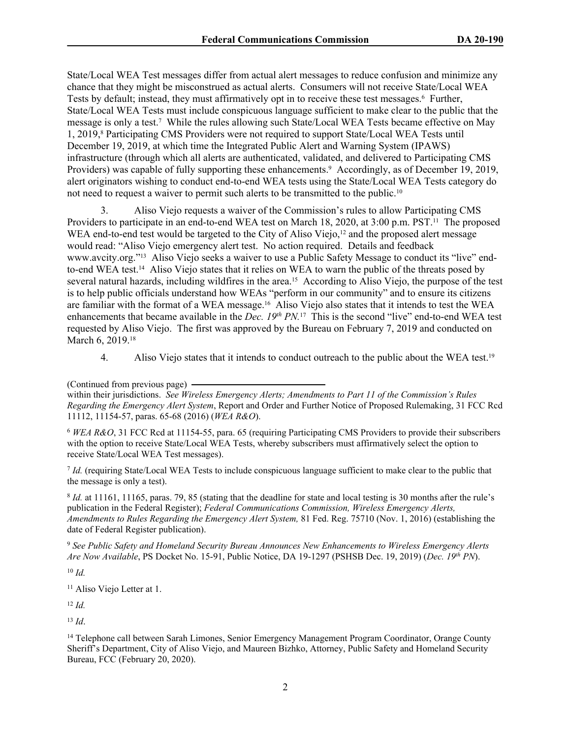State/Local WEA Test messages differ from actual alert messages to reduce confusion and minimize any chance that they might be misconstrued as actual alerts. Consumers will not receive State/Local WEA Tests by default; instead, they must affirmatively opt in to receive these test messages.[6] Further, State/Local WEA Tests must include conspicuous language sufficient to make clear to the public that the message is only a test.[7] While the rules allowing such State/Local WEA Tests became effective on May 1, 2019,[8] Participating CMS Providers were not required to support State/Local WEA Tests until December 19, 2019, at which time the Integrated Public Alert and Warning System (IPAWS) infrastructure (through which all alerts are authenticated, validated, and delivered to Participating CMS Providers) was capable of fully supporting these enhancements.[9] Accordingly, as of December 19, 2019, alert originators wishing to conduct end-to-end WEA tests using the State/Local WEA Tests category do not need to request a waiver to permit such alerts to be transmitted to the public.[10]

3. Aliso Viejo requests a waiver of the Commission's rules to allow Participating CMS Providers to participate in an end-to-end WEA test on March 18, 2020, at 3:00 p.m. PST.[11] The proposed WEA end-to-end test would be targeted to the City of Aliso Viejo,[12] and the proposed alert message would read: "Aliso Viejo emergency alert test. No action required. Details and feedback www.avcity.org."[13] Aliso Viejo seeks a waiver to use a Public Safety Message to conduct its "live" end-to-end WEA test.[14] Aliso Viejo states that it relies on WEA to warn the public of the threats posed by several natural hazards, including wildfires in the area.[15] According to Aliso Viejo, the purpose of the test is to help public officials understand how WEAs "perform in our community" and to ensure its citizens are familiar with the format of a WEA message.[16] Aliso Viejo also states that it intends to test the WEA enhancements that became available in the *Dec. 19th PN.*[17] This is the second "live" end-to-end WEA test requested by Aliso Viejo. The first was approved by the Bureau on February 7, 2019 and conducted on March 6, 2019.[18]

4. Aliso Viejo states that it intends to conduct outreach to the public about the WEA test.[19]

---

(Continued from previous page)
within their jurisdictions. *See Wireless Emergency Alerts; Amendments to Part 11 of the Commission's Rules Regarding the Emergency Alert System*, Report and Order and Further Notice of Proposed Rulemaking, 31 FCC Rcd 11112, 11154-57, paras. 65-68 (2016) (*WEA R&O*).

[6] *WEA R&O*, 31 FCC Rcd at 11154-55, para. 65 (requiring Participating CMS Providers to provide their subscribers with the option to receive State/Local WEA Tests, whereby subscribers must affirmatively select the option to receive State/Local WEA Test messages).

[7] *Id.* (requiring State/Local WEA Tests to include conspicuous language sufficient to make clear to the public that the message is only a test).

[8] *Id.* at 11161, 11165, paras. 79, 85 (stating that the deadline for state and local testing is 30 months after the rule's publication in the Federal Register); *Federal Communications Commission, Wireless Emergency Alerts, Amendments to Rules Regarding the Emergency Alert System,* 81 Fed. Reg. 75710 (Nov. 1, 2016) (establishing the date of Federal Register publication).

[9] *See Public Safety and Homeland Security Bureau Announces New Enhancements to Wireless Emergency Alerts Are Now Available*, PS Docket No. 15-91, Public Notice, DA 19-1297 (PSHSB Dec. 19, 2019) (*Dec. 19th PN*).

[10] *Id.*

[11] Aliso Viejo Letter at 1.

[12] *Id.*

[13] *Id*.

[14] Telephone call between Sarah Limones, Senior Emergency Management Program Coordinator, Orange County Sheriff's Department, City of Aliso Viejo, and Maureen Bizhko, Attorney, Public Safety and Homeland Security Bureau, FCC (February 20, 2020).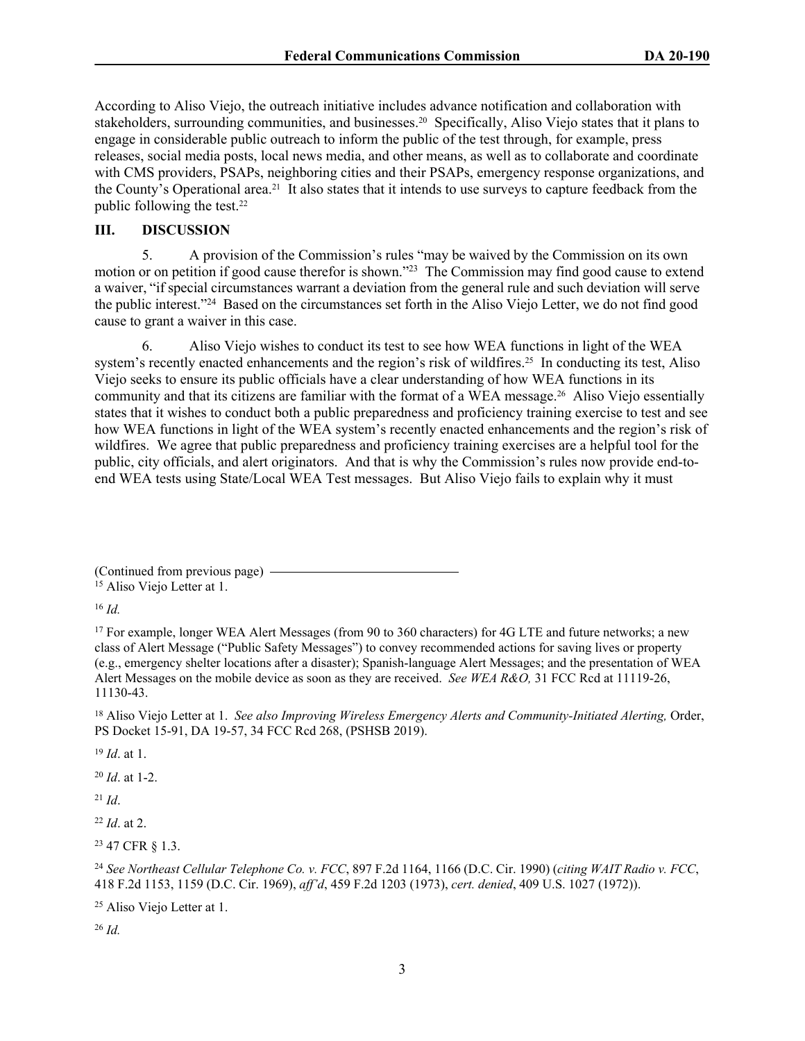According to Aliso Viejo, the outreach initiative includes advance notification and collaboration with stakeholders, surrounding communities, and businesses.[20] Specifically, Aliso Viejo states that it plans to engage in considerable public outreach to inform the public of the test through, for example, press releases, social media posts, local news media, and other means, as well as to collaborate and coordinate with CMS providers, PSAPs, neighboring cities and their PSAPs, emergency response organizations, and the County's Operational area.[21] It also states that it intends to use surveys to capture feedback from the public following the test.[22]

## III. DISCUSSION

5. A provision of the Commission's rules "may be waived by the Commission on its own motion or on petition if good cause therefor is shown."[23] The Commission may find good cause to extend a waiver, "if special circumstances warrant a deviation from the general rule and such deviation will serve the public interest."[24] Based on the circumstances set forth in the Aliso Viejo Letter, we do not find good cause to grant a waiver in this case.

6. Aliso Viejo wishes to conduct its test to see how WEA functions in light of the WEA system's recently enacted enhancements and the region's risk of wildfires.[25] In conducting its test, Aliso Viejo seeks to ensure its public officials have a clear understanding of how WEA functions in its community and that its citizens are familiar with the format of a WEA message.[26] Aliso Viejo essentially states that it wishes to conduct both a public preparedness and proficiency training exercise to test and see how WEA functions in light of the WEA system's recently enacted enhancements and the region's risk of wildfires. We agree that public preparedness and proficiency training exercises are a helpful tool for the public, city officials, and alert originators. And that is why the Commission's rules now provide end-to-end WEA tests using State/Local WEA Test messages. But Aliso Viejo fails to explain why it must

(Continued from previous page)

[15] Aliso Viejo Letter at 1.

[16] *Id.*

[17] For example, longer WEA Alert Messages (from 90 to 360 characters) for 4G LTE and future networks; a new class of Alert Message ("Public Safety Messages") to convey recommended actions for saving lives or property (e.g., emergency shelter locations after a disaster); Spanish-language Alert Messages; and the presentation of WEA Alert Messages on the mobile device as soon as they are received. *See WEA R&O,* 31 FCC Rcd at 11119-26, 11130-43.

[18] Aliso Viejo Letter at 1. *See also Improving Wireless Emergency Alerts and Community-Initiated Alerting,* Order, PS Docket 15-91, DA 19-57, 34 FCC Rcd 268, (PSHSB 2019).

[19] *Id*. at 1.

[20] *Id*. at 1-2.

[21] *Id*.

[22] *Id*. at 2.

[23] 47 CFR § 1.3.

[24] *See Northeast Cellular Telephone Co. v. FCC*, 897 F.2d 1164, 1166 (D.C. Cir. 1990) (*citing WAIT Radio v. FCC*, 418 F.2d 1153, 1159 (D.C. Cir. 1969), *aff'd*, 459 F.2d 1203 (1973), *cert. denied*, 409 U.S. 1027 (1972)).

[25] Aliso Viejo Letter at 1.

[26] *Id.*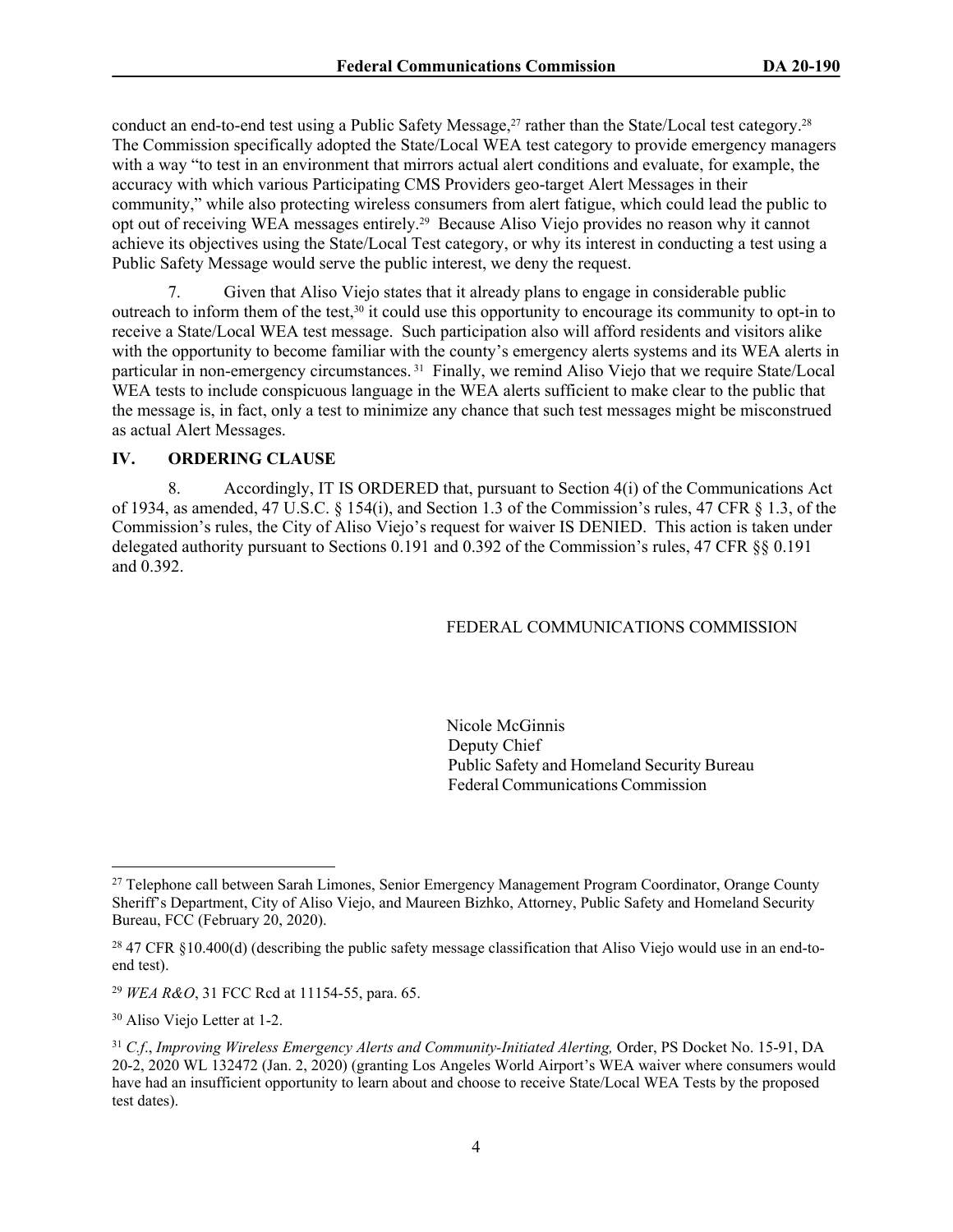conduct an end-to-end test using a Public Safety Message,[27] rather than the State/Local test category.[28] The Commission specifically adopted the State/Local WEA test category to provide emergency managers with a way "to test in an environment that mirrors actual alert conditions and evaluate, for example, the accuracy with which various Participating CMS Providers geo-target Alert Messages in their community," while also protecting wireless consumers from alert fatigue, which could lead the public to opt out of receiving WEA messages entirely.[29] Because Aliso Viejo provides no reason why it cannot achieve its objectives using the State/Local Test category, or why its interest in conducting a test using a Public Safety Message would serve the public interest, we deny the request.

7. Given that Aliso Viejo states that it already plans to engage in considerable public outreach to inform them of the test,[30] it could use this opportunity to encourage its community to opt-in to receive a State/Local WEA test message. Such participation also will afford residents and visitors alike with the opportunity to become familiar with the county's emergency alerts systems and its WEA alerts in particular in non-emergency circumstances.[31] Finally, we remind Aliso Viejo that we require State/Local WEA tests to include conspicuous language in the WEA alerts sufficient to make clear to the public that the message is, in fact, only a test to minimize any chance that such test messages might be misconstrued as actual Alert Messages.

## IV. ORDERING CLAUSE

8. Accordingly, IT IS ORDERED that, pursuant to Section 4(i) of the Communications Act of 1934, as amended, 47 U.S.C. § 154(i), and Section 1.3 of the Commission's rules, 47 CFR § 1.3, of the Commission's rules, the City of Aliso Viejo's request for waiver IS DENIED. This action is taken under delegated authority pursuant to Sections 0.191 and 0.392 of the Commission's rules, 47 CFR §§ 0.191 and 0.392.

FEDERAL COMMUNICATIONS COMMISSION

Nicole McGinnis
Deputy Chief
Public Safety and Homeland Security Bureau
Federal Communications Commission

---

[27] Telephone call between Sarah Limones, Senior Emergency Management Program Coordinator, Orange County Sheriff's Department, City of Aliso Viejo, and Maureen Bizhko, Attorney, Public Safety and Homeland Security Bureau, FCC (February 20, 2020).

[28] 47 CFR §10.400(d) (describing the public safety message classification that Aliso Viejo would use in an end-to-end test).

[29] *WEA R&O*, 31 FCC Rcd at 11154-55, para. 65.

[30] Aliso Viejo Letter at 1-2.

[31] *C.f.*, *Improving Wireless Emergency Alerts and Community-Initiated Alerting,* Order, PS Docket No. 15-91, DA 20-2, 2020 WL 132472 (Jan. 2, 2020) (granting Los Angeles World Airport's WEA waiver where consumers would have had an insufficient opportunity to learn about and choose to receive State/Local WEA Tests by the proposed test dates).